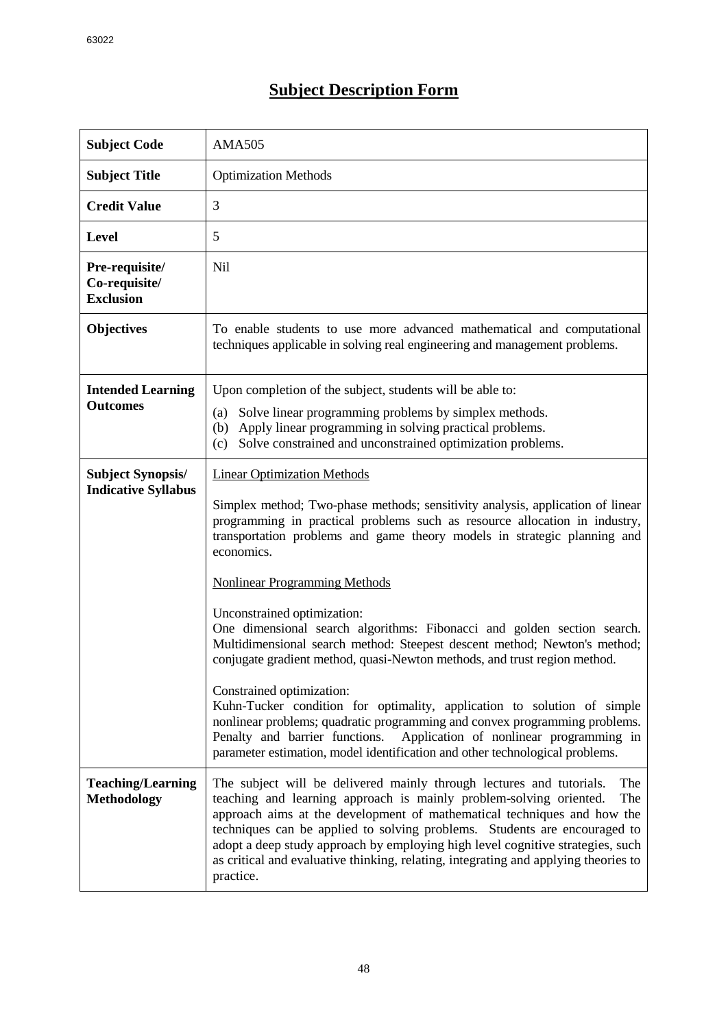# Subject Description Form

| | |
|---|---|
| **Subject Code** | AMA505 |
| **Subject Title** | Optimization Methods |
| **Credit Value** | 3 |
| **Level** | 5 |
| **Pre-requisite/ Co-requisite/ Exclusion** | Nil |
| **Objectives** | To enable students to use more advanced mathematical and computational techniques applicable in solving real engineering and management problems. |
| **Intended Learning Outcomes** | Upon completion of the subject, students will be able to:<br>(a) Solve linear programming problems by simplex methods.<br>(b) Apply linear programming in solving practical problems.<br>(c) Solve constrained and unconstrained optimization problems. |
| **Subject Synopsis/ Indicative Syllabus** | Linear Optimization Methods<br><br>Simplex method; Two-phase methods; sensitivity analysis, application of linear programming in practical problems such as resource allocation in industry, transportation problems and game theory models in strategic planning and economics.<br><br>Nonlinear Programming Methods<br><br>Unconstrained optimization:<br>One dimensional search algorithms: Fibonacci and golden section search. Multidimensional search method: Steepest descent method; Newton's method; conjugate gradient method, quasi-Newton methods, and trust region method.<br><br>Constrained optimization:<br>Kuhn-Tucker condition for optimality, application to solution of simple nonlinear problems; quadratic programming and convex programming problems. Penalty and barrier functions. Application of nonlinear programming in parameter estimation, model identification and other technological problems. |
| **Teaching/Learning Methodology** | The subject will be delivered mainly through lectures and tutorials. The teaching and learning approach is mainly problem-solving oriented. The approach aims at the development of mathematical techniques and how the techniques can be applied to solving problems. Students are encouraged to adopt a deep study approach by employing high level cognitive strategies, such as critical and evaluative thinking, relating, integrating and applying theories to practice. |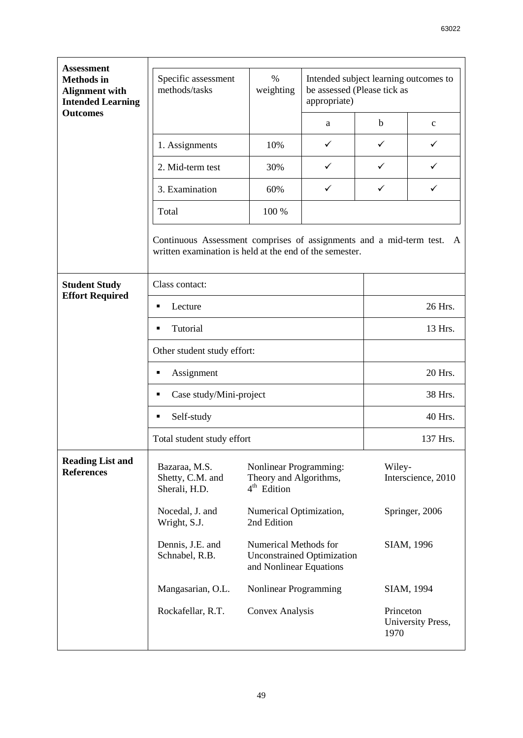| | |
|---|---|
| **Assessment Methods in Alignment with Intended Learning Outcomes** | |

| Specific assessment methods/tasks | % weighting | Intended subject learning outcomes to be assessed (Please tick as appropriate) | | |
|---|---|---|---|---|
| | | a | b | c |
| 1. Assignments | 10% | ✓ | ✓ | ✓ |
| 2. Mid-term test | 30% | ✓ | ✓ | ✓ |
| 3. Examination | 60% | ✓ | ✓ | ✓ |
| Total | 100 % | | | |

Continuous Assessment comprises of assignments and a mid-term test. A written examination is held at the end of the semester.

**Student Study Effort Required**

| | |
|---|---|
| Class contact: | |
| ▪ Lecture | 26 Hrs. |
| ▪ Tutorial | 13 Hrs. |
| Other student study effort: | |
| ▪ Assignment | 20 Hrs. |
| ▪ Case study/Mini-project | 38 Hrs. |
| ▪ Self-study | 40 Hrs. |
| Total student study effort | 137 Hrs. |

**Reading List and References**

| | | |
|---|---|---|
| Bazaraa, M.S. Shetty, C.M. and Sherali, H.D. | Nonlinear Programming: Theory and Algorithms, 4th Edition | Wiley-Interscience, 2010 |
| Nocedal, J. and Wright, S.J. | Numerical Optimization, 2nd Edition | Springer, 2006 |
| Dennis, J.E. and Schnabel, R.B. | Numerical Methods for Unconstrained Optimization and Nonlinear Equations | SIAM, 1996 |
| Mangasarian, O.L. | Nonlinear Programming | SIAM, 1994 |
| Rockafellar, R.T. | Convex Analysis | Princeton University Press, 1970 |